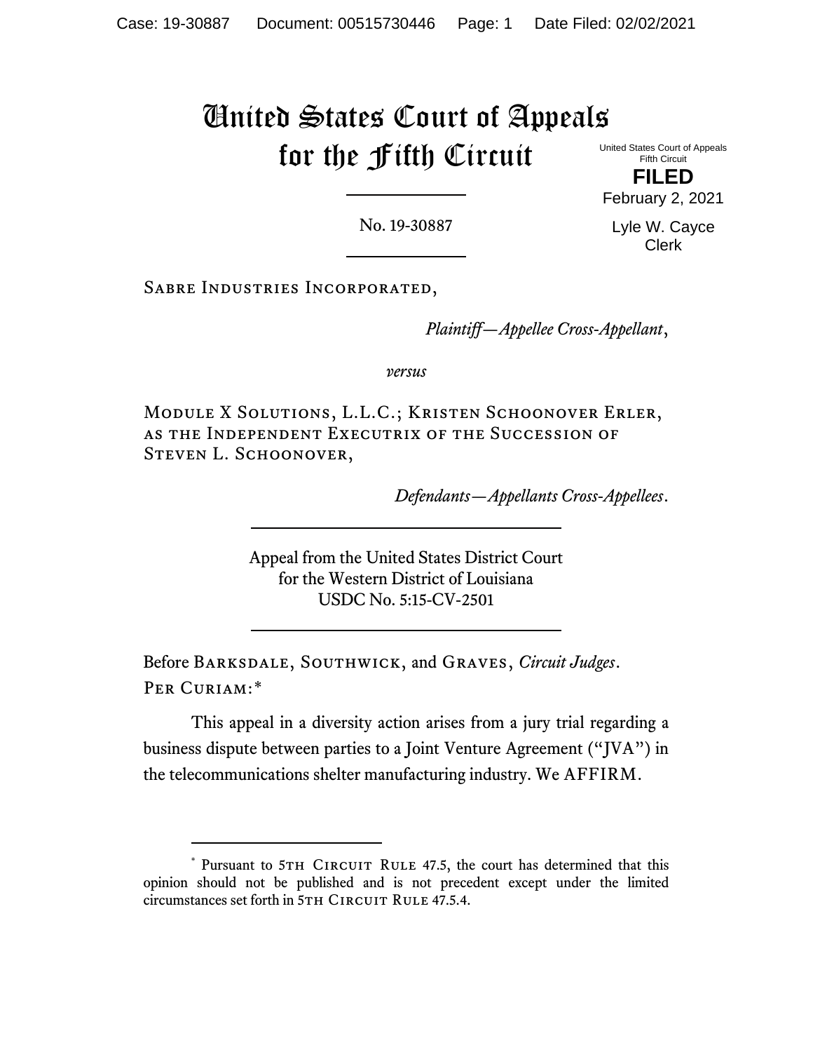# United States Court of Appeals for the Fifth Circuit

United States Court of Appeals
Fifth Circuit

**FILED**

February 2, 2021

Lyle W. Cayce
Clerk

---

No. 19-30887

---

SABRE INDUSTRIES INCORPORATED,

*Plaintiff—Appellee Cross-Appellant*,

*versus*

MODULE X SOLUTIONS, L.L.C.; KRISTEN SCHOONOVER ERLER, AS THE INDEPENDENT EXECUTRIX OF THE SUCCESSION OF STEVEN L. SCHOONOVER,

*Defendants—Appellants Cross-Appellees*.

---

Appeal from the United States District Court
for the Western District of Louisiana
USDC No. 5:15-CV-2501

---

Before BARKSDALE, SOUTHWICK, and GRAVES, *Circuit Judges*.

PER CURIAM:*

This appeal in a diversity action arises from a jury trial regarding a business dispute between parties to a Joint Venture Agreement ("JVA") in the telecommunications shelter manufacturing industry. We AFFIRM.

---

\* Pursuant to 5TH CIRCUIT RULE 47.5, the court has determined that this opinion should not be published and is not precedent except under the limited circumstances set forth in 5TH CIRCUIT RULE 47.5.4.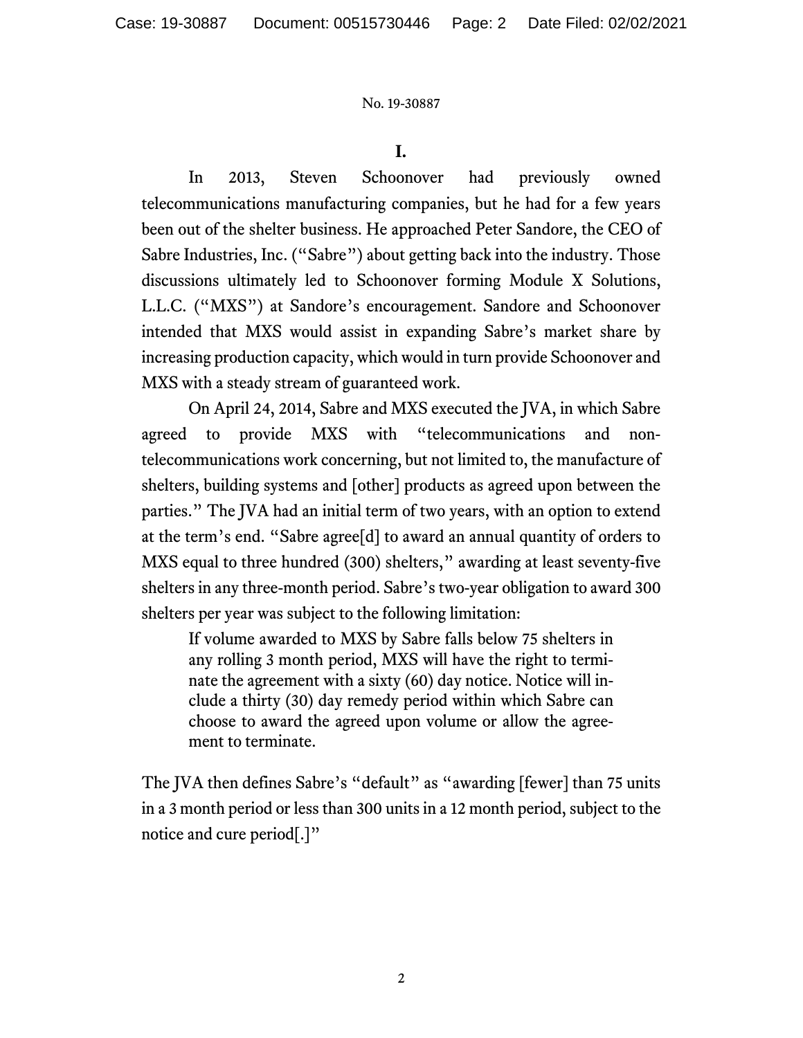## I.

In 2013, Steven Schoonover had previously owned telecommunications manufacturing companies, but he had for a few years been out of the shelter business. He approached Peter Sandore, the CEO of Sabre Industries, Inc. ("Sabre") about getting back into the industry. Those discussions ultimately led to Schoonover forming Module X Solutions, L.L.C. ("MXS") at Sandore's encouragement. Sandore and Schoonover intended that MXS would assist in expanding Sabre's market share by increasing production capacity, which would in turn provide Schoonover and MXS with a steady stream of guaranteed work.

On April 24, 2014, Sabre and MXS executed the JVA, in which Sabre agreed to provide MXS with "telecommunications and non-telecommunications work concerning, but not limited to, the manufacture of shelters, building systems and [other] products as agreed upon between the parties." The JVA had an initial term of two years, with an option to extend at the term's end. "Sabre agree[d] to award an annual quantity of orders to MXS equal to three hundred (300) shelters," awarding at least seventy-five shelters in any three-month period. Sabre's two-year obligation to award 300 shelters per year was subject to the following limitation:

> If volume awarded to MXS by Sabre falls below 75 shelters in any rolling 3 month period, MXS will have the right to terminate the agreement with a sixty (60) day notice. Notice will include a thirty (30) day remedy period within which Sabre can choose to award the agreed upon volume or allow the agreement to terminate.

The JVA then defines Sabre's "default" as "awarding [fewer] than 75 units in a 3 month period or less than 300 units in a 12 month period, subject to the notice and cure period[.]"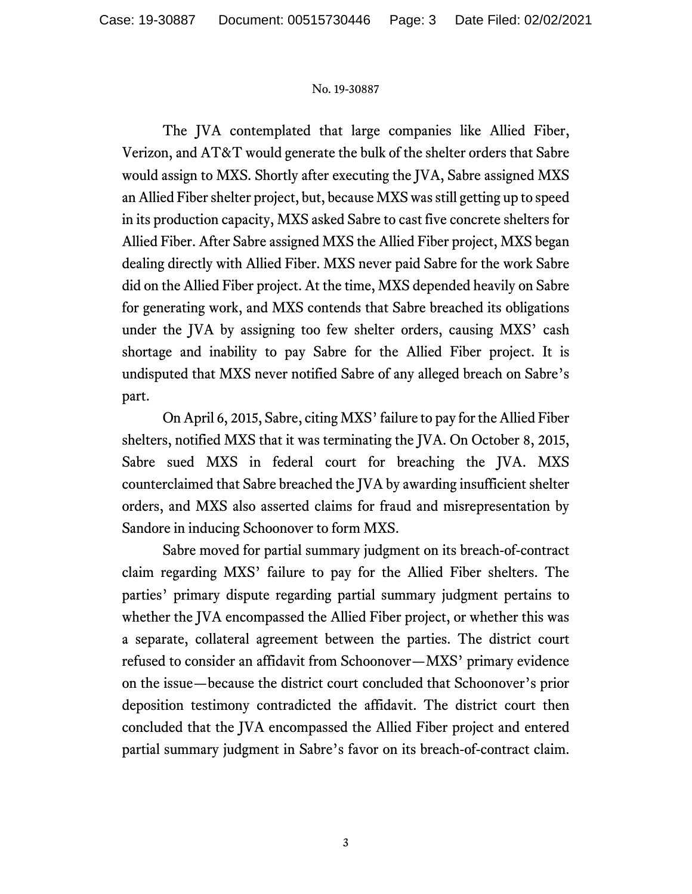The JVA contemplated that large companies like Allied Fiber, Verizon, and AT&T would generate the bulk of the shelter orders that Sabre would assign to MXS. Shortly after executing the JVA, Sabre assigned MXS an Allied Fiber shelter project, but, because MXS was still getting up to speed in its production capacity, MXS asked Sabre to cast five concrete shelters for Allied Fiber. After Sabre assigned MXS the Allied Fiber project, MXS began dealing directly with Allied Fiber. MXS never paid Sabre for the work Sabre did on the Allied Fiber project. At the time, MXS depended heavily on Sabre for generating work, and MXS contends that Sabre breached its obligations under the JVA by assigning too few shelter orders, causing MXS' cash shortage and inability to pay Sabre for the Allied Fiber project. It is undisputed that MXS never notified Sabre of any alleged breach on Sabre's part.

On April 6, 2015, Sabre, citing MXS' failure to pay for the Allied Fiber shelters, notified MXS that it was terminating the JVA. On October 8, 2015, Sabre sued MXS in federal court for breaching the JVA. MXS counterclaimed that Sabre breached the JVA by awarding insufficient shelter orders, and MXS also asserted claims for fraud and misrepresentation by Sandore in inducing Schoonover to form MXS.

Sabre moved for partial summary judgment on its breach-of-contract claim regarding MXS' failure to pay for the Allied Fiber shelters. The parties' primary dispute regarding partial summary judgment pertains to whether the JVA encompassed the Allied Fiber project, or whether this was a separate, collateral agreement between the parties. The district court refused to consider an affidavit from Schoonover—MXS' primary evidence on the issue—because the district court concluded that Schoonover's prior deposition testimony contradicted the affidavit. The district court then concluded that the JVA encompassed the Allied Fiber project and entered partial summary judgment in Sabre's favor on its breach-of-contract claim.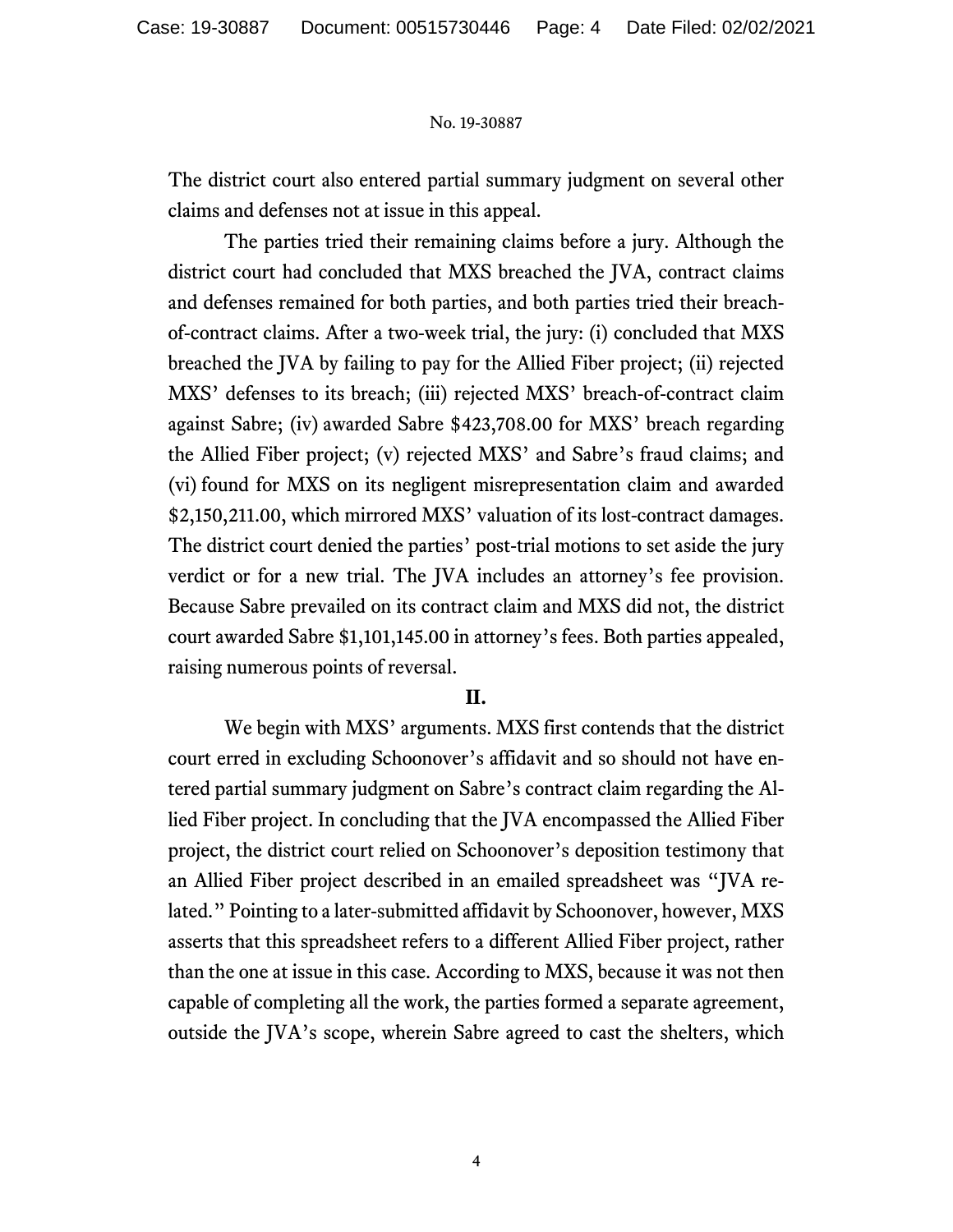The district court also entered partial summary judgment on several other claims and defenses not at issue in this appeal.

The parties tried their remaining claims before a jury. Although the district court had concluded that MXS breached the JVA, contract claims and defenses remained for both parties, and both parties tried their breach-of-contract claims. After a two-week trial, the jury: (i) concluded that MXS breached the JVA by failing to pay for the Allied Fiber project; (ii) rejected MXS' defenses to its breach; (iii) rejected MXS' breach-of-contract claim against Sabre; (iv) awarded Sabre $423,708.00 for MXS' breach regarding the Allied Fiber project; (v) rejected MXS' and Sabre's fraud claims; and (vi) found for MXS on its negligent misrepresentation claim and awarded $2,150,211.00, which mirrored MXS' valuation of its lost-contract damages. The district court denied the parties' post-trial motions to set aside the jury verdict or for a new trial. The JVA includes an attorney's fee provision. Because Sabre prevailed on its contract claim and MXS did not, the district court awarded Sabre $1,101,145.00 in attorney's fees. Both parties appealed, raising numerous points of reversal.

## II.

We begin with MXS' arguments. MXS first contends that the district court erred in excluding Schoonover's affidavit and so should not have entered partial summary judgment on Sabre's contract claim regarding the Allied Fiber project. In concluding that the JVA encompassed the Allied Fiber project, the district court relied on Schoonover's deposition testimony that an Allied Fiber project described in an emailed spreadsheet was "JVA related." Pointing to a later-submitted affidavit by Schoonover, however, MXS asserts that this spreadsheet refers to a different Allied Fiber project, rather than the one at issue in this case. According to MXS, because it was not then capable of completing all the work, the parties formed a separate agreement, outside the JVA's scope, wherein Sabre agreed to cast the shelters, which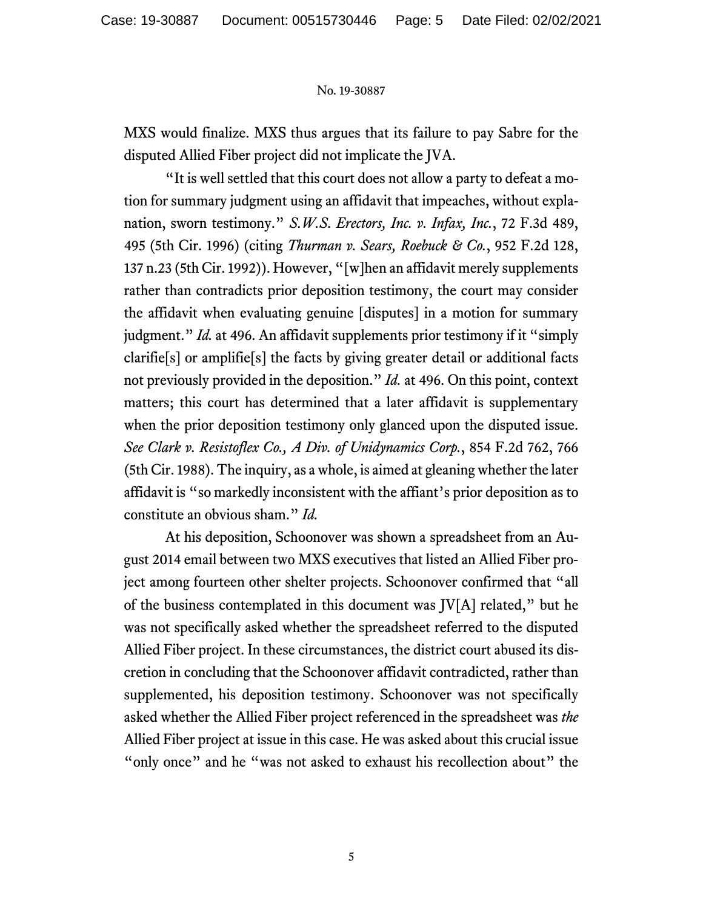MXS would finalize. MXS thus argues that its failure to pay Sabre for the disputed Allied Fiber project did not implicate the JVA.

"It is well settled that this court does not allow a party to defeat a motion for summary judgment using an affidavit that impeaches, without explanation, sworn testimony." *S.W.S. Erectors, Inc. v. Infax, Inc.*, 72 F.3d 489, 495 (5th Cir. 1996) (citing *Thurman v. Sears, Roebuck & Co.*, 952 F.2d 128, 137 n.23 (5th Cir. 1992)). However, "[w]hen an affidavit merely supplements rather than contradicts prior deposition testimony, the court may consider the affidavit when evaluating genuine [disputes] in a motion for summary judgment." *Id.* at 496. An affidavit supplements prior testimony if it "simply clarifie[s] or amplifie[s] the facts by giving greater detail or additional facts not previously provided in the deposition." *Id.* at 496. On this point, context matters; this court has determined that a later affidavit is supplementary when the prior deposition testimony only glanced upon the disputed issue. *See Clark v. Resistoflex Co., A Div. of Unidynamics Corp.*, 854 F.2d 762, 766 (5th Cir. 1988). The inquiry, as a whole, is aimed at gleaning whether the later affidavit is "so markedly inconsistent with the affiant's prior deposition as to constitute an obvious sham." *Id.*

At his deposition, Schoonover was shown a spreadsheet from an August 2014 email between two MXS executives that listed an Allied Fiber project among fourteen other shelter projects. Schoonover confirmed that "all of the business contemplated in this document was JV[A] related," but he was not specifically asked whether the spreadsheet referred to the disputed Allied Fiber project. In these circumstances, the district court abused its discretion in concluding that the Schoonover affidavit contradicted, rather than supplemented, his deposition testimony. Schoonover was not specifically asked whether the Allied Fiber project referenced in the spreadsheet was *the* Allied Fiber project at issue in this case. He was asked about this crucial issue "only once" and he "was not asked to exhaust his recollection about" the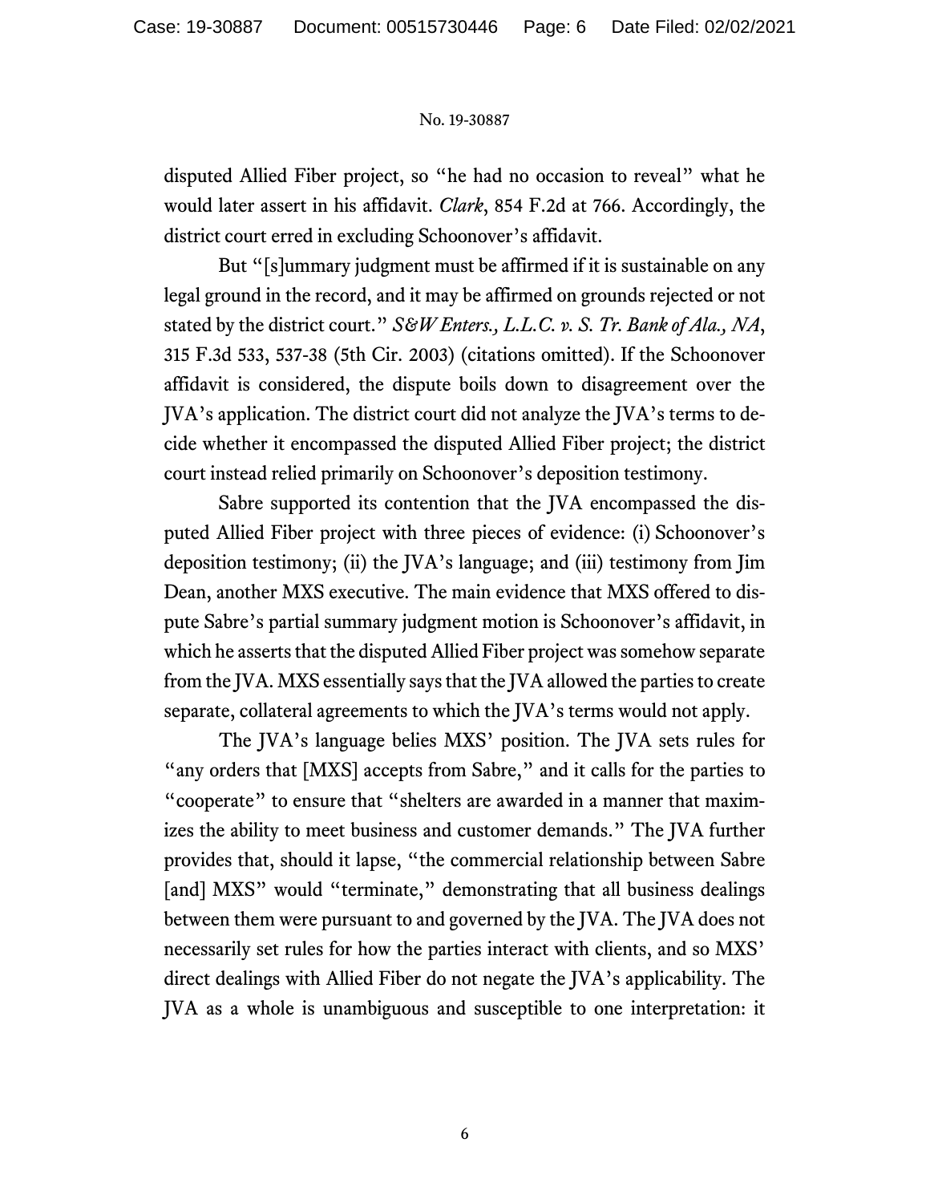disputed Allied Fiber project, so "he had no occasion to reveal" what he would later assert in his affidavit. *Clark*, 854 F.2d at 766. Accordingly, the district court erred in excluding Schoonover's affidavit.

But "[s]ummary judgment must be affirmed if it is sustainable on any legal ground in the record, and it may be affirmed on grounds rejected or not stated by the district court." *S&W Enters., L.L.C. v. S. Tr. Bank of Ala., NA*, 315 F.3d 533, 537-38 (5th Cir. 2003) (citations omitted). If the Schoonover affidavit is considered, the dispute boils down to disagreement over the JVA's application. The district court did not analyze the JVA's terms to decide whether it encompassed the disputed Allied Fiber project; the district court instead relied primarily on Schoonover's deposition testimony.

Sabre supported its contention that the JVA encompassed the disputed Allied Fiber project with three pieces of evidence: (i) Schoonover's deposition testimony; (ii) the JVA's language; and (iii) testimony from Jim Dean, another MXS executive. The main evidence that MXS offered to dispute Sabre's partial summary judgment motion is Schoonover's affidavit, in which he asserts that the disputed Allied Fiber project was somehow separate from the JVA. MXS essentially says that the JVA allowed the parties to create separate, collateral agreements to which the JVA's terms would not apply.

The JVA's language belies MXS' position. The JVA sets rules for "any orders that [MXS] accepts from Sabre," and it calls for the parties to "cooperate" to ensure that "shelters are awarded in a manner that maximizes the ability to meet business and customer demands." The JVA further provides that, should it lapse, "the commercial relationship between Sabre [and] MXS" would "terminate," demonstrating that all business dealings between them were pursuant to and governed by the JVA. The JVA does not necessarily set rules for how the parties interact with clients, and so MXS' direct dealings with Allied Fiber do not negate the JVA's applicability. The JVA as a whole is unambiguous and susceptible to one interpretation: it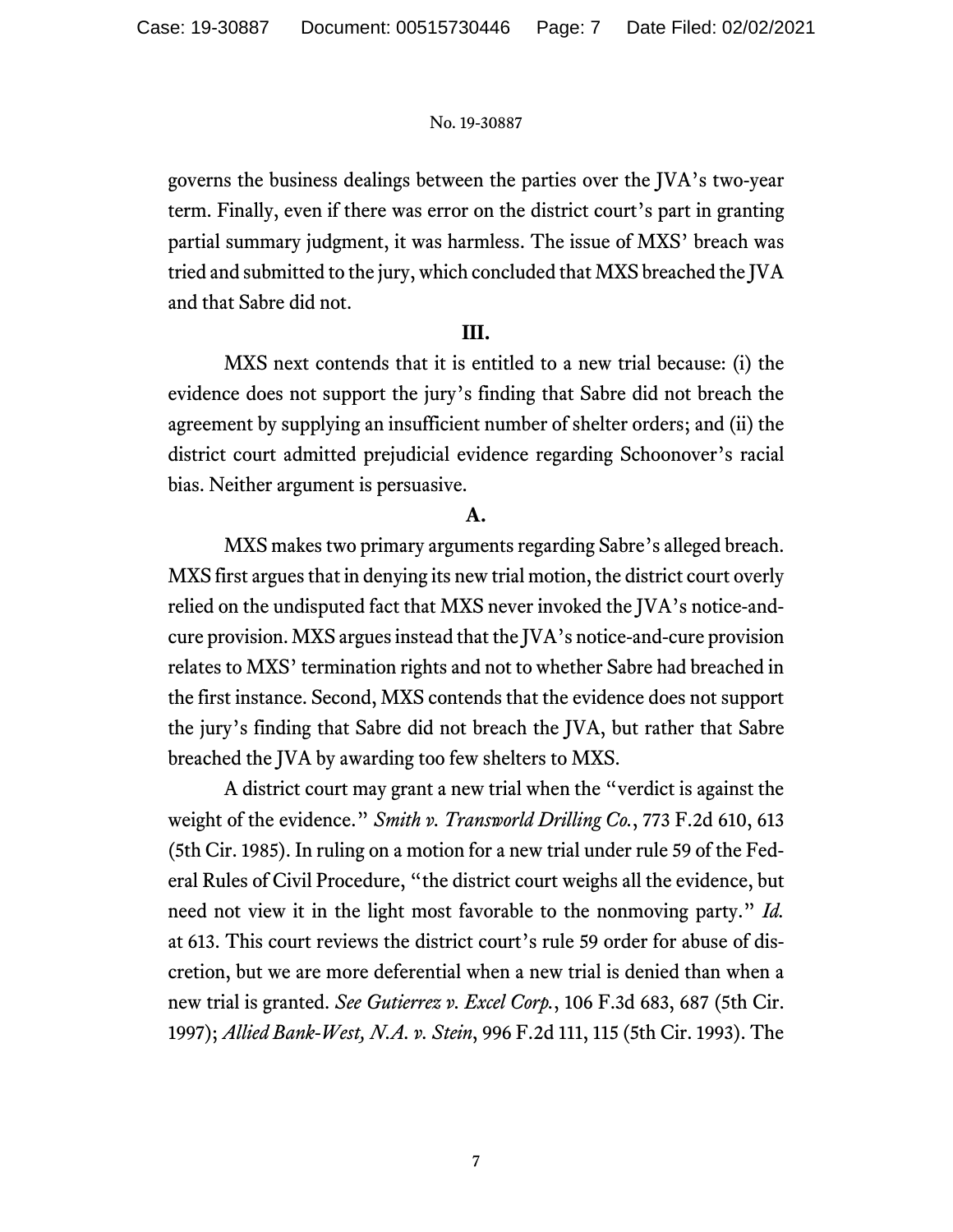governs the business dealings between the parties over the JVA's two-year term. Finally, even if there was error on the district court's part in granting partial summary judgment, it was harmless. The issue of MXS' breach was tried and submitted to the jury, which concluded that MXS breached the JVA and that Sabre did not.

## III.

MXS next contends that it is entitled to a new trial because: (i) the evidence does not support the jury's finding that Sabre did not breach the agreement by supplying an insufficient number of shelter orders; and (ii) the district court admitted prejudicial evidence regarding Schoonover's racial bias. Neither argument is persuasive.

### A.

MXS makes two primary arguments regarding Sabre's alleged breach. MXS first argues that in denying its new trial motion, the district court overly relied on the undisputed fact that MXS never invoked the JVA's notice-and-cure provision. MXS argues instead that the JVA's notice-and-cure provision relates to MXS' termination rights and not to whether Sabre had breached in the first instance. Second, MXS contends that the evidence does not support the jury's finding that Sabre did not breach the JVA, but rather that Sabre breached the JVA by awarding too few shelters to MXS.

A district court may grant a new trial when the "verdict is against the weight of the evidence." *Smith v. Transworld Drilling Co.*, 773 F.2d 610, 613 (5th Cir. 1985). In ruling on a motion for a new trial under rule 59 of the Federal Rules of Civil Procedure, "the district court weighs all the evidence, but need not view it in the light most favorable to the nonmoving party." *Id.* at 613. This court reviews the district court's rule 59 order for abuse of discretion, but we are more deferential when a new trial is denied than when a new trial is granted. *See Gutierrez v. Excel Corp.*, 106 F.3d 683, 687 (5th Cir. 1997); *Allied Bank-West, N.A. v. Stein*, 996 F.2d 111, 115 (5th Cir. 1993). The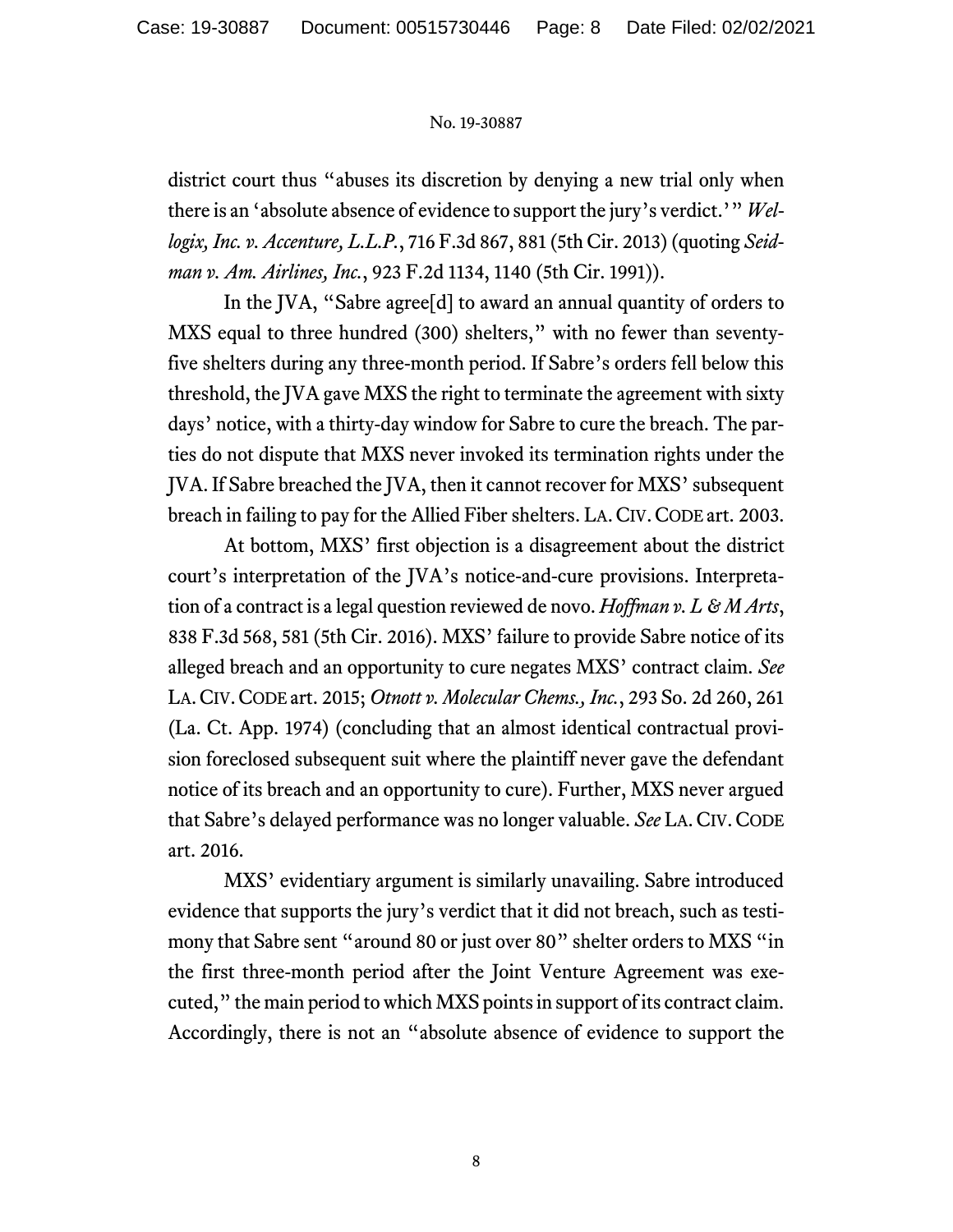district court thus "abuses its discretion by denying a new trial only when there is an 'absolute absence of evidence to support the jury's verdict.'" *Wellogix, Inc. v. Accenture, L.L.P.*, 716 F.3d 867, 881 (5th Cir. 2013) (quoting *Seidman v. Am. Airlines, Inc.*, 923 F.2d 1134, 1140 (5th Cir. 1991)).

In the JVA, "Sabre agree[d] to award an annual quantity of orders to MXS equal to three hundred (300) shelters," with no fewer than seventy-five shelters during any three-month period. If Sabre's orders fell below this threshold, the JVA gave MXS the right to terminate the agreement with sixty days' notice, with a thirty-day window for Sabre to cure the breach. The parties do not dispute that MXS never invoked its termination rights under the JVA. If Sabre breached the JVA, then it cannot recover for MXS' subsequent breach in failing to pay for the Allied Fiber shelters. LA. CIV. CODE art. 2003.

At bottom, MXS' first objection is a disagreement about the district court's interpretation of the JVA's notice-and-cure provisions. Interpretation of a contract is a legal question reviewed de novo. *Hoffman v. L & M Arts*, 838 F.3d 568, 581 (5th Cir. 2016). MXS' failure to provide Sabre notice of its alleged breach and an opportunity to cure negates MXS' contract claim. *See* LA. CIV. CODE art. 2015; *Otnott v. Molecular Chems., Inc.*, 293 So. 2d 260, 261 (La. Ct. App. 1974) (concluding that an almost identical contractual provision foreclosed subsequent suit where the plaintiff never gave the defendant notice of its breach and an opportunity to cure). Further, MXS never argued that Sabre's delayed performance was no longer valuable. *See* LA. CIV. CODE art. 2016.

MXS' evidentiary argument is similarly unavailing. Sabre introduced evidence that supports the jury's verdict that it did not breach, such as testimony that Sabre sent "around 80 or just over 80" shelter orders to MXS "in the first three-month period after the Joint Venture Agreement was executed," the main period to which MXS points in support of its contract claim. Accordingly, there is not an "absolute absence of evidence to support the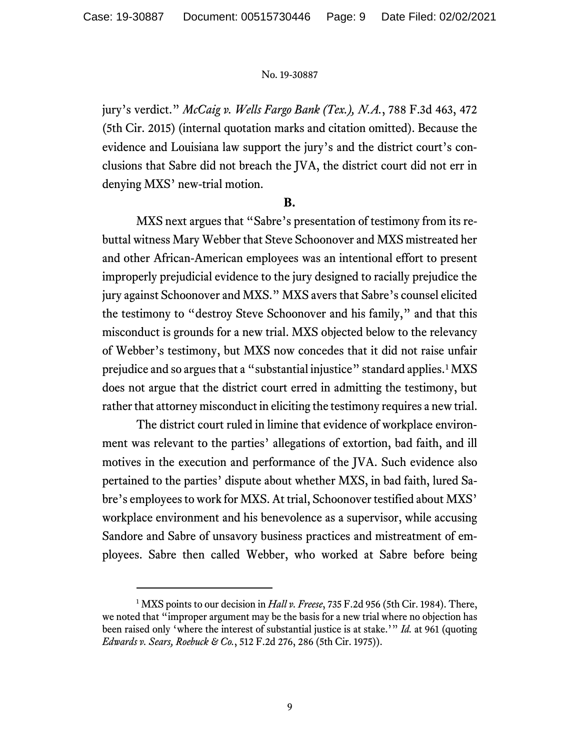jury's verdict." *McCaig v. Wells Fargo Bank (Tex.), N.A.*, 788 F.3d 463, 472 (5th Cir. 2015) (internal quotation marks and citation omitted). Because the evidence and Louisiana law support the jury's and the district court's conclusions that Sabre did not breach the JVA, the district court did not err in denying MXS' new-trial motion.

**B.**

MXS next argues that "Sabre's presentation of testimony from its rebuttal witness Mary Webber that Steve Schoonover and MXS mistreated her and other African-American employees was an intentional effort to present improperly prejudicial evidence to the jury designed to racially prejudice the jury against Schoonover and MXS." MXS avers that Sabre's counsel elicited the testimony to "destroy Steve Schoonover and his family," and that this misconduct is grounds for a new trial. MXS objected below to the relevancy of Webber's testimony, but MXS now concedes that it did not raise unfair prejudice and so argues that a "substantial injustice" standard applies.[1] MXS does not argue that the district court erred in admitting the testimony, but rather that attorney misconduct in eliciting the testimony requires a new trial.

The district court ruled in limine that evidence of workplace environment was relevant to the parties' allegations of extortion, bad faith, and ill motives in the execution and performance of the JVA. Such evidence also pertained to the parties' dispute about whether MXS, in bad faith, lured Sabre's employees to work for MXS. At trial, Schoonover testified about MXS' workplace environment and his benevolence as a supervisor, while accusing Sandore and Sabre of unsavory business practices and mistreatment of employees. Sabre then called Webber, who worked at Sabre before being

---

[1] MXS points to our decision in *Hall v. Freese*, 735 F.2d 956 (5th Cir. 1984). There, we noted that "improper argument may be the basis for a new trial where no objection has been raised only 'where the interest of substantial justice is at stake.'" *Id.* at 961 (quoting *Edwards v. Sears, Roebuck & Co.*, 512 F.2d 276, 286 (5th Cir. 1975)).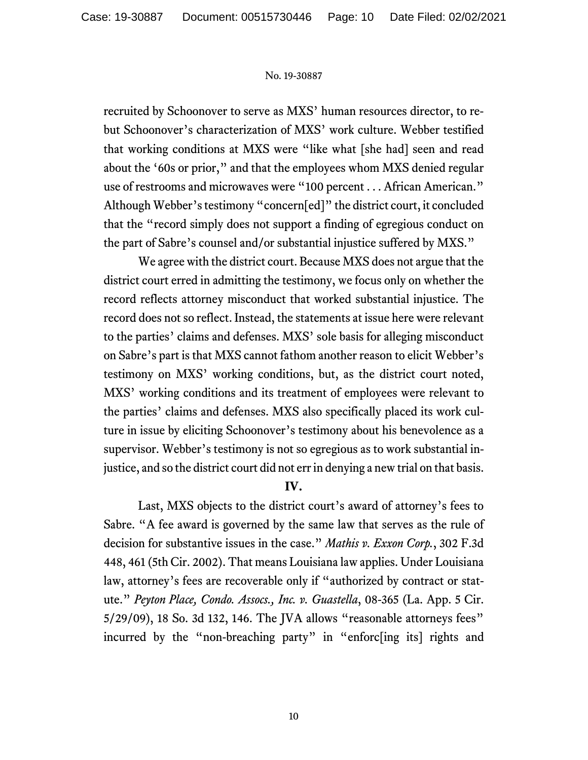recruited by Schoonover to serve as MXS' human resources director, to rebut Schoonover's characterization of MXS' work culture. Webber testified that working conditions at MXS were "like what [she had] seen and read about the '60s or prior," and that the employees whom MXS denied regular use of restrooms and microwaves were "100 percent . . . African American." Although Webber's testimony "concern[ed]" the district court, it concluded that the "record simply does not support a finding of egregious conduct on the part of Sabre's counsel and/or substantial injustice suffered by MXS."

We agree with the district court. Because MXS does not argue that the district court erred in admitting the testimony, we focus only on whether the record reflects attorney misconduct that worked substantial injustice. The record does not so reflect. Instead, the statements at issue here were relevant to the parties' claims and defenses. MXS' sole basis for alleging misconduct on Sabre's part is that MXS cannot fathom another reason to elicit Webber's testimony on MXS' working conditions, but, as the district court noted, MXS' working conditions and its treatment of employees were relevant to the parties' claims and defenses. MXS also specifically placed its work culture in issue by eliciting Schoonover's testimony about his benevolence as a supervisor. Webber's testimony is not so egregious as to work substantial injustice, and so the district court did not err in denying a new trial on that basis.

## IV.

Last, MXS objects to the district court's award of attorney's fees to Sabre. "A fee award is governed by the same law that serves as the rule of decision for substantive issues in the case." *Mathis v. Exxon Corp.*, 302 F.3d 448, 461 (5th Cir. 2002). That means Louisiana law applies. Under Louisiana law, attorney's fees are recoverable only if "authorized by contract or statute." *Peyton Place, Condo. Assocs., Inc. v. Guastella*, 08-365 (La. App. 5 Cir. 5/29/09), 18 So. 3d 132, 146. The JVA allows "reasonable attorneys fees" incurred by the "non-breaching party" in "enforc[ing its] rights and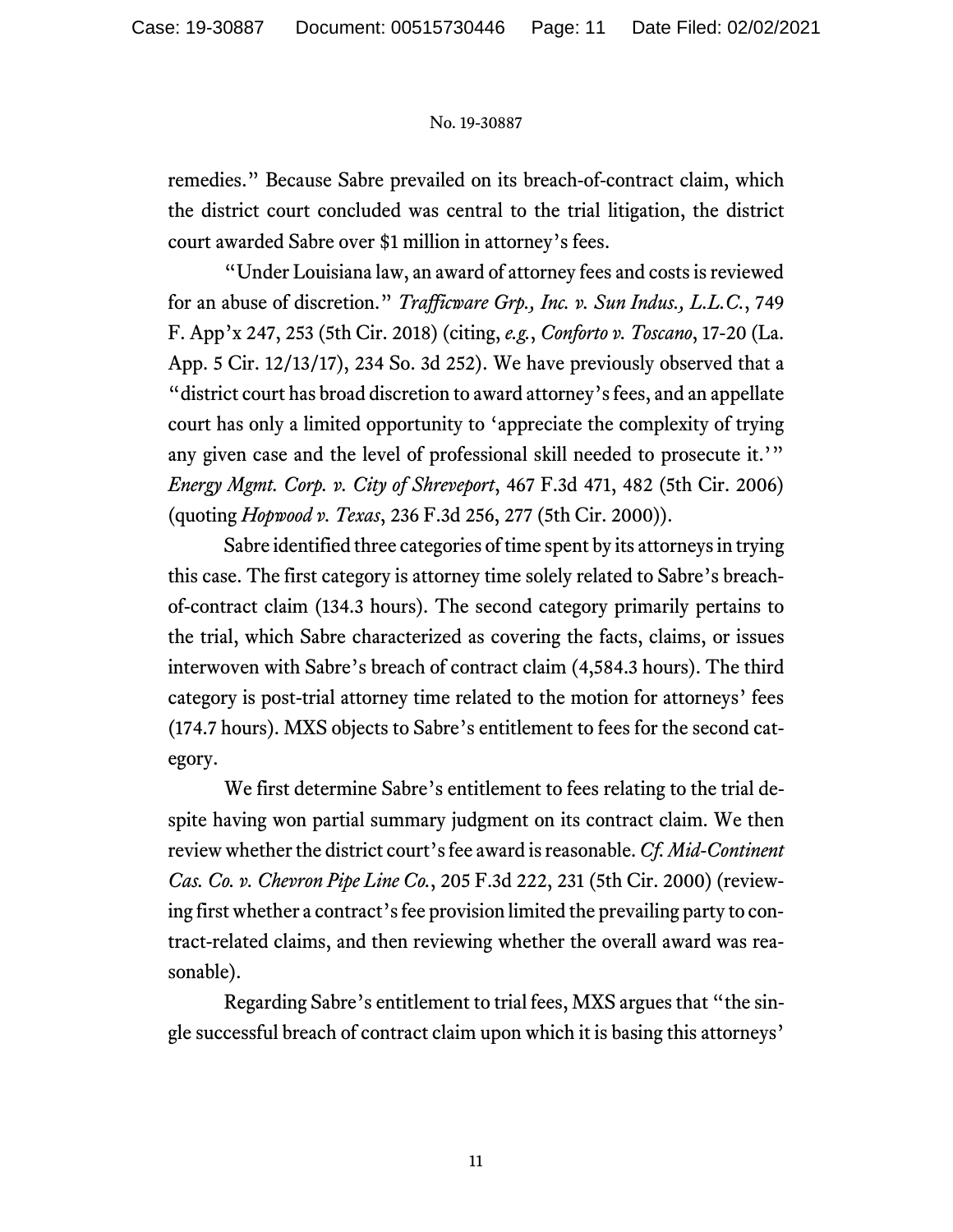remedies." Because Sabre prevailed on its breach-of-contract claim, which the district court concluded was central to the trial litigation, the district court awarded Sabre over $1 million in attorney's fees.

"Under Louisiana law, an award of attorney fees and costs is reviewed for an abuse of discretion." *Trafficware Grp., Inc. v. Sun Indus., L.L.C.*, 749 F. App'x 247, 253 (5th Cir. 2018) (citing, *e.g.*, *Conforto v. Toscano*, 17-20 (La. App. 5 Cir. 12/13/17), 234 So. 3d 252). We have previously observed that a "district court has broad discretion to award attorney's fees, and an appellate court has only a limited opportunity to 'appreciate the complexity of trying any given case and the level of professional skill needed to prosecute it.'" *Energy Mgmt. Corp. v. City of Shreveport*, 467 F.3d 471, 482 (5th Cir. 2006) (quoting *Hopwood v. Texas*, 236 F.3d 256, 277 (5th Cir. 2000)).

Sabre identified three categories of time spent by its attorneys in trying this case. The first category is attorney time solely related to Sabre's breach-of-contract claim (134.3 hours). The second category primarily pertains to the trial, which Sabre characterized as covering the facts, claims, or issues interwoven with Sabre's breach of contract claim (4,584.3 hours). The third category is post-trial attorney time related to the motion for attorneys' fees (174.7 hours). MXS objects to Sabre's entitlement to fees for the second category.

We first determine Sabre's entitlement to fees relating to the trial despite having won partial summary judgment on its contract claim. We then review whether the district court's fee award is reasonable. *Cf. Mid-Continent Cas. Co. v. Chevron Pipe Line Co.*, 205 F.3d 222, 231 (5th Cir. 2000) (reviewing first whether a contract's fee provision limited the prevailing party to contract-related claims, and then reviewing whether the overall award was reasonable).

Regarding Sabre's entitlement to trial fees, MXS argues that "the single successful breach of contract claim upon which it is basing this attorneys'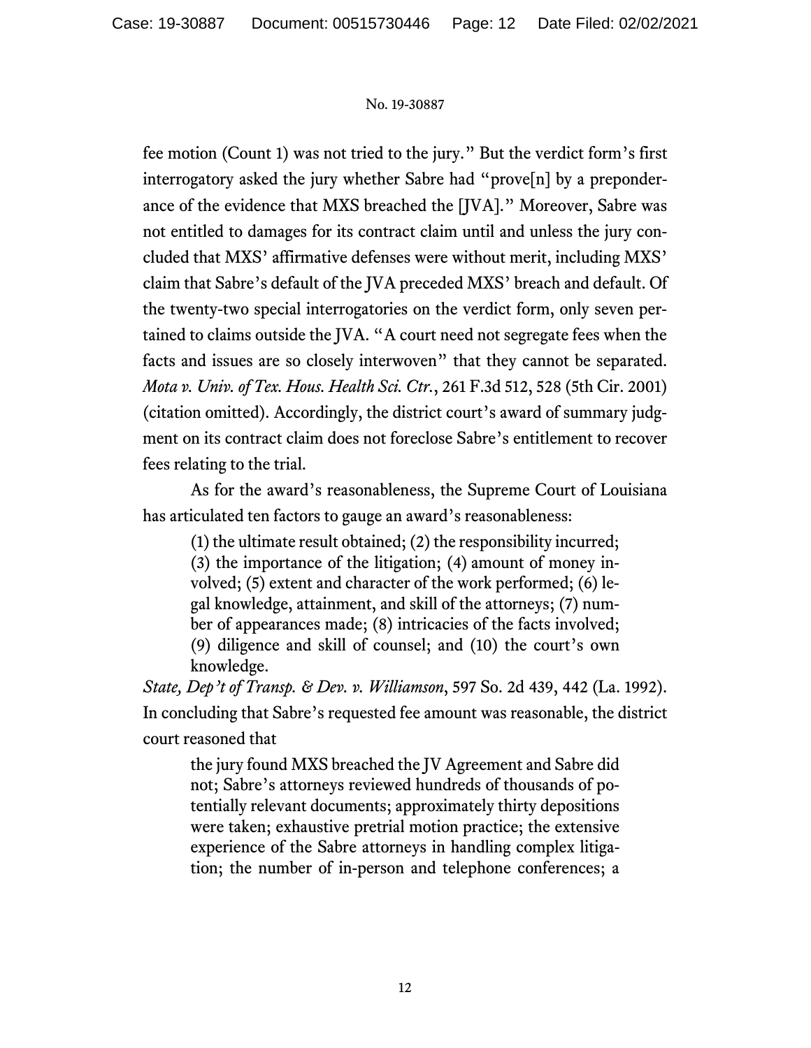fee motion (Count 1) was not tried to the jury." But the verdict form's first interrogatory asked the jury whether Sabre had "prove[n] by a preponderance of the evidence that MXS breached the [JVA]." Moreover, Sabre was not entitled to damages for its contract claim until and unless the jury concluded that MXS' affirmative defenses were without merit, including MXS' claim that Sabre's default of the JVA preceded MXS' breach and default. Of the twenty-two special interrogatories on the verdict form, only seven pertained to claims outside the JVA. "A court need not segregate fees when the facts and issues are so closely interwoven" that they cannot be separated. *Mota v. Univ. of Tex. Hous. Health Sci. Ctr.*, 261 F.3d 512, 528 (5th Cir. 2001) (citation omitted). Accordingly, the district court's award of summary judgment on its contract claim does not foreclose Sabre's entitlement to recover fees relating to the trial.

As for the award's reasonableness, the Supreme Court of Louisiana has articulated ten factors to gauge an award's reasonableness:

> (1) the ultimate result obtained; (2) the responsibility incurred; (3) the importance of the litigation; (4) amount of money involved; (5) extent and character of the work performed; (6) legal knowledge, attainment, and skill of the attorneys; (7) number of appearances made; (8) intricacies of the facts involved; (9) diligence and skill of counsel; and (10) the court's own knowledge.

*State, Dep't of Transp. & Dev. v. Williamson*, 597 So. 2d 439, 442 (La. 1992). In concluding that Sabre's requested fee amount was reasonable, the district court reasoned that

> the jury found MXS breached the JV Agreement and Sabre did not; Sabre's attorneys reviewed hundreds of thousands of potentially relevant documents; approximately thirty depositions were taken; exhaustive pretrial motion practice; the extensive experience of the Sabre attorneys in handling complex litigation; the number of in-person and telephone conferences; a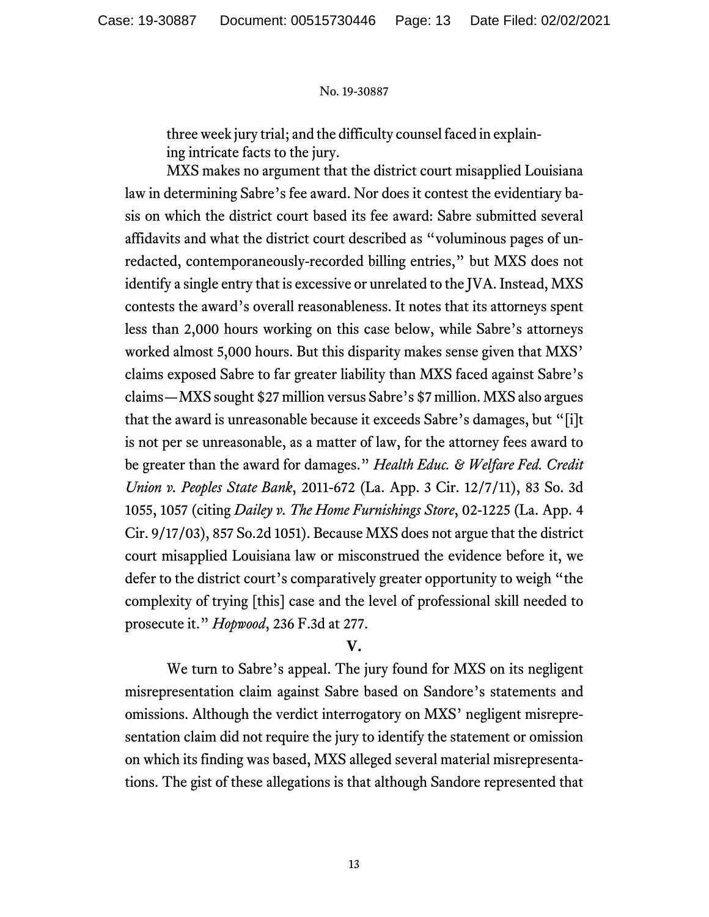three week jury trial; and the difficulty counsel faced in explaining intricate facts to the jury.

MXS makes no argument that the district court misapplied Louisiana law in determining Sabre's fee award. Nor does it contest the evidentiary basis on which the district court based its fee award: Sabre submitted several affidavits and what the district court described as "voluminous pages of unredacted, contemporaneously-recorded billing entries," but MXS does not identify a single entry that is excessive or unrelated to the JVA. Instead, MXS contests the award's overall reasonableness. It notes that its attorneys spent less than 2,000 hours working on this case below, while Sabre's attorneys worked almost 5,000 hours. But this disparity makes sense given that MXS' claims exposed Sabre to far greater liability than MXS faced against Sabre's claims—MXS sought $27 million versus Sabre's $7 million. MXS also argues that the award is unreasonable because it exceeds Sabre's damages, but "[i]t is not per se unreasonable, as a matter of law, for the attorney fees award to be greater than the award for damages." *Health Educ. & Welfare Fed. Credit Union v. Peoples State Bank*, 2011-672 (La. App. 3 Cir. 12/7/11), 83 So. 3d 1055, 1057 (citing *Dailey v. The Home Furnishings Store*, 02-1225 (La. App. 4 Cir. 9/17/03), 857 So.2d 1051). Because MXS does not argue that the district court misapplied Louisiana law or misconstrued the evidence before it, we defer to the district court's comparatively greater opportunity to weigh "the complexity of trying [this] case and the level of professional skill needed to prosecute it." *Hopwood*, 236 F.3d at 277.

## V.

We turn to Sabre's appeal. The jury found for MXS on its negligent misrepresentation claim against Sabre based on Sandore's statements and omissions. Although the verdict interrogatory on MXS' negligent misrepresentation claim did not require the jury to identify the statement or omission on which its finding was based, MXS alleged several material misrepresentations. The gist of these allegations is that although Sandore represented that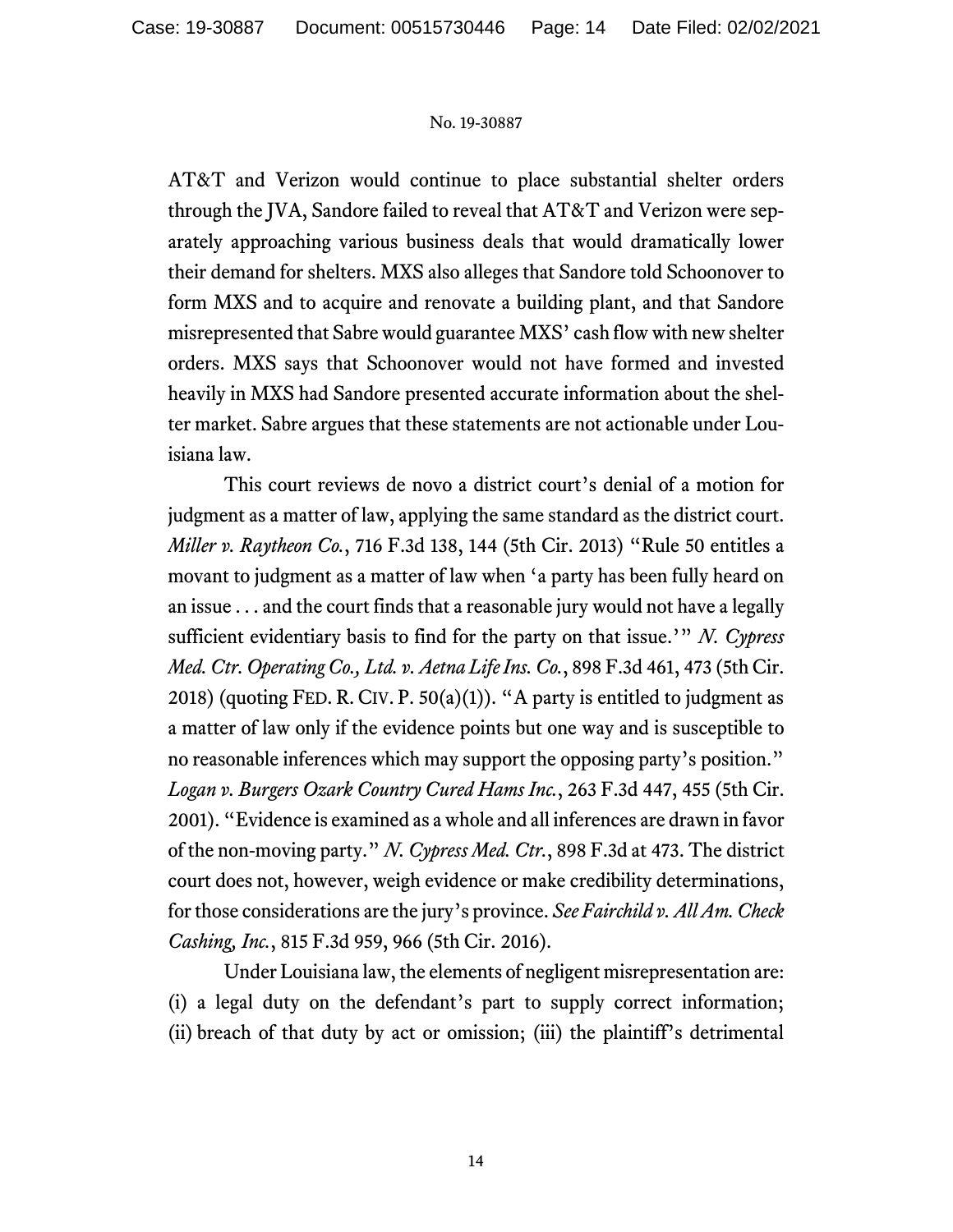AT&T and Verizon would continue to place substantial shelter orders through the JVA, Sandore failed to reveal that AT&T and Verizon were separately approaching various business deals that would dramatically lower their demand for shelters. MXS also alleges that Sandore told Schoonover to form MXS and to acquire and renovate a building plant, and that Sandore misrepresented that Sabre would guarantee MXS' cash flow with new shelter orders. MXS says that Schoonover would not have formed and invested heavily in MXS had Sandore presented accurate information about the shelter market. Sabre argues that these statements are not actionable under Louisiana law.

This court reviews de novo a district court's denial of a motion for judgment as a matter of law, applying the same standard as the district court. *Miller v. Raytheon Co.*, 716 F.3d 138, 144 (5th Cir. 2013) "Rule 50 entitles a movant to judgment as a matter of law when 'a party has been fully heard on an issue . . . and the court finds that a reasonable jury would not have a legally sufficient evidentiary basis to find for the party on that issue.'" *N. Cypress Med. Ctr. Operating Co., Ltd. v. Aetna Life Ins. Co.*, 898 F.3d 461, 473 (5th Cir. 2018) (quoting FED. R. CIV. P. 50(a)(1)). "A party is entitled to judgment as a matter of law only if the evidence points but one way and is susceptible to no reasonable inferences which may support the opposing party's position." *Logan v. Burgers Ozark Country Cured Hams Inc.*, 263 F.3d 447, 455 (5th Cir. 2001). "Evidence is examined as a whole and all inferences are drawn in favor of the non-moving party." *N. Cypress Med. Ctr.*, 898 F.3d at 473. The district court does not, however, weigh evidence or make credibility determinations, for those considerations are the jury's province. *See Fairchild v. All Am. Check Cashing, Inc.*, 815 F.3d 959, 966 (5th Cir. 2016).

Under Louisiana law, the elements of negligent misrepresentation are: (i) a legal duty on the defendant's part to supply correct information; (ii) breach of that duty by act or omission; (iii) the plaintiff's detrimental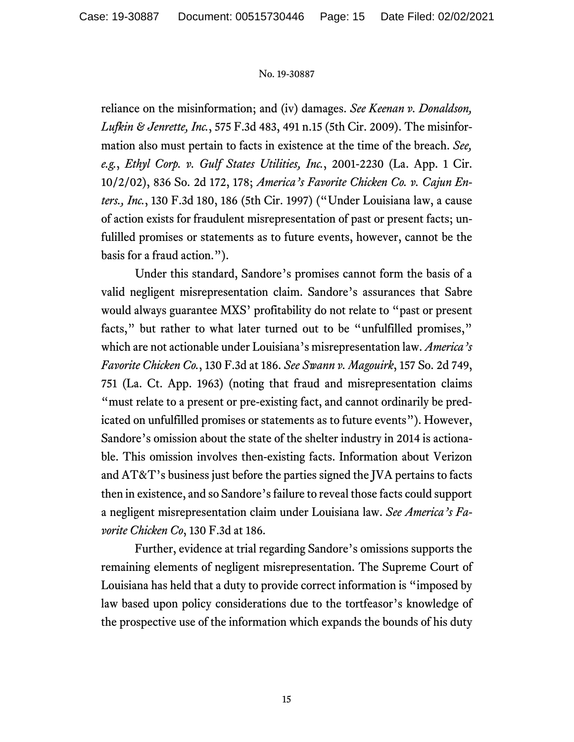reliance on the misinformation; and (iv) damages. *See Keenan v. Donaldson, Lufkin & Jenrette, Inc.*, 575 F.3d 483, 491 n.15 (5th Cir. 2009). The misinformation also must pertain to facts in existence at the time of the breach. *See, e.g.*, *Ethyl Corp. v. Gulf States Utilities, Inc.*, 2001-2230 (La. App. 1 Cir. 10/2/02), 836 So. 2d 172, 178; *America's Favorite Chicken Co. v. Cajun Enters., Inc.*, 130 F.3d 180, 186 (5th Cir. 1997) ("Under Louisiana law, a cause of action exists for fraudulent misrepresentation of past or present facts; unfulilled promises or statements as to future events, however, cannot be the basis for a fraud action.").

Under this standard, Sandore's promises cannot form the basis of a valid negligent misrepresentation claim. Sandore's assurances that Sabre would always guarantee MXS' profitability do not relate to "past or present facts," but rather to what later turned out to be "unfulfilled promises," which are not actionable under Louisiana's misrepresentation law. *America's Favorite Chicken Co.*, 130 F.3d at 186. *See Swann v. Magouirk*, 157 So. 2d 749, 751 (La. Ct. App. 1963) (noting that fraud and misrepresentation claims "must relate to a present or pre-existing fact, and cannot ordinarily be predicated on unfulfilled promises or statements as to future events"). However, Sandore's omission about the state of the shelter industry in 2014 is actionable. This omission involves then-existing facts. Information about Verizon and AT&T's business just before the parties signed the JVA pertains to facts then in existence, and so Sandore's failure to reveal those facts could support a negligent misrepresentation claim under Louisiana law. *See America's Favorite Chicken Co*, 130 F.3d at 186.

Further, evidence at trial regarding Sandore's omissions supports the remaining elements of negligent misrepresentation. The Supreme Court of Louisiana has held that a duty to provide correct information is "imposed by law based upon policy considerations due to the tortfeasor's knowledge of the prospective use of the information which expands the bounds of his duty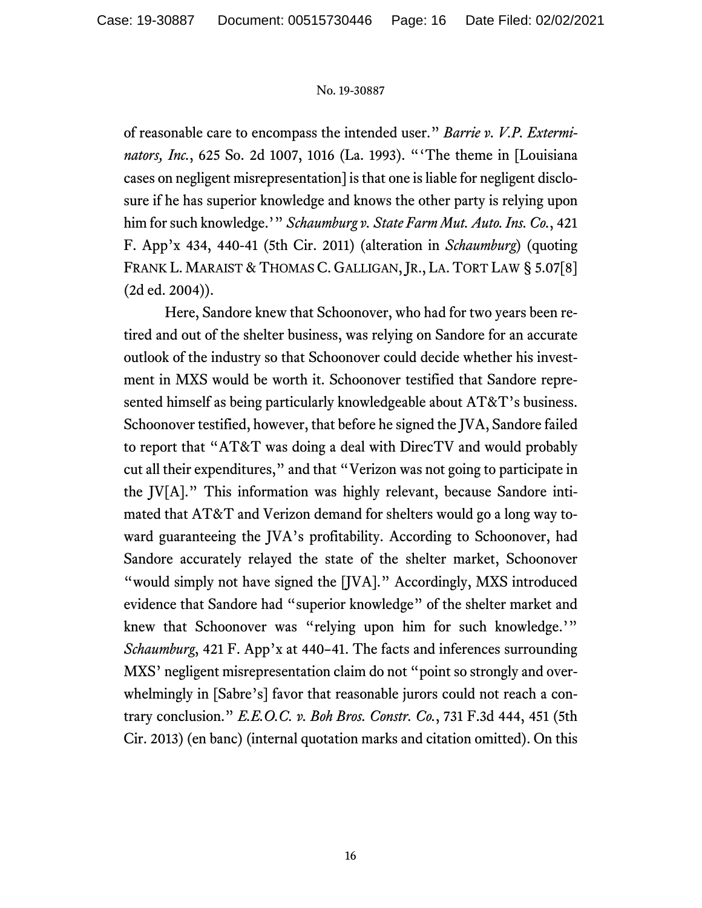of reasonable care to encompass the intended user." *Barrie v. V.P. Exterminators, Inc.*, 625 So. 2d 1007, 1016 (La. 1993). "'The theme in [Louisiana cases on negligent misrepresentation] is that one is liable for negligent disclosure if he has superior knowledge and knows the other party is relying upon him for such knowledge.'" *Schaumburg v. State Farm Mut. Auto. Ins. Co.*, 421 F. App'x 434, 440-41 (5th Cir. 2011) (alteration in *Schaumburg*) (quoting FRANK L. MARAIST & THOMAS C. GALLIGAN, JR., LA. TORT LAW § 5.07[8] (2d ed. 2004)).

Here, Sandore knew that Schoonover, who had for two years been retired and out of the shelter business, was relying on Sandore for an accurate outlook of the industry so that Schoonover could decide whether his investment in MXS would be worth it. Schoonover testified that Sandore represented himself as being particularly knowledgeable about AT&T's business. Schoonover testified, however, that before he signed the JVA, Sandore failed to report that "AT&T was doing a deal with DirecTV and would probably cut all their expenditures," and that "Verizon was not going to participate in the JV[A]." This information was highly relevant, because Sandore intimated that AT&T and Verizon demand for shelters would go a long way toward guaranteeing the JVA's profitability. According to Schoonover, had Sandore accurately relayed the state of the shelter market, Schoonover "would simply not have signed the [JVA]." Accordingly, MXS introduced evidence that Sandore had "superior knowledge" of the shelter market and knew that Schoonover was "relying upon him for such knowledge.'" *Schaumburg*, 421 F. App'x at 440–41. The facts and inferences surrounding MXS' negligent misrepresentation claim do not "point so strongly and overwhelmingly in [Sabre's] favor that reasonable jurors could not reach a contrary conclusion." *E.E.O.C. v. Boh Bros. Constr. Co.*, 731 F.3d 444, 451 (5th Cir. 2013) (en banc) (internal quotation marks and citation omitted). On this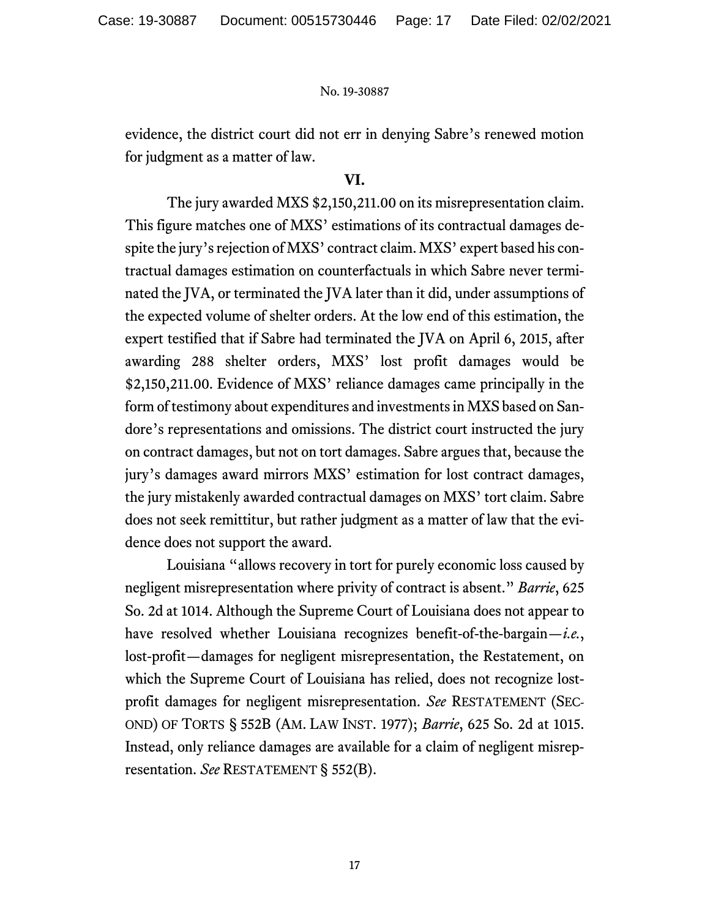evidence, the district court did not err in denying Sabre's renewed motion for judgment as a matter of law.

## VI.

The jury awarded MXS $2,150,211.00 on its misrepresentation claim. This figure matches one of MXS' estimations of its contractual damages despite the jury's rejection of MXS' contract claim. MXS' expert based his contractual damages estimation on counterfactuals in which Sabre never terminated the JVA, or terminated the JVA later than it did, under assumptions of the expected volume of shelter orders. At the low end of this estimation, the expert testified that if Sabre had terminated the JVA on April 6, 2015, after awarding 288 shelter orders, MXS' lost profit damages would be $2,150,211.00. Evidence of MXS' reliance damages came principally in the form of testimony about expenditures and investments in MXS based on Sandore's representations and omissions. The district court instructed the jury on contract damages, but not on tort damages. Sabre argues that, because the jury's damages award mirrors MXS' estimation for lost contract damages, the jury mistakenly awarded contractual damages on MXS' tort claim. Sabre does not seek remittitur, but rather judgment as a matter of law that the evidence does not support the award.

Louisiana "allows recovery in tort for purely economic loss caused by negligent misrepresentation where privity of contract is absent." *Barrie*, 625 So. 2d at 1014. Although the Supreme Court of Louisiana does not appear to have resolved whether Louisiana recognizes benefit-of-the-bargain—*i.e.*, lost-profit—damages for negligent misrepresentation, the Restatement, on which the Supreme Court of Louisiana has relied, does not recognize lost-profit damages for negligent misrepresentation. *See* RESTATEMENT (SECOND) OF TORTS § 552B (AM. LAW INST. 1977); *Barrie*, 625 So. 2d at 1015. Instead, only reliance damages are available for a claim of negligent misrepresentation. *See* RESTATEMENT § 552(B).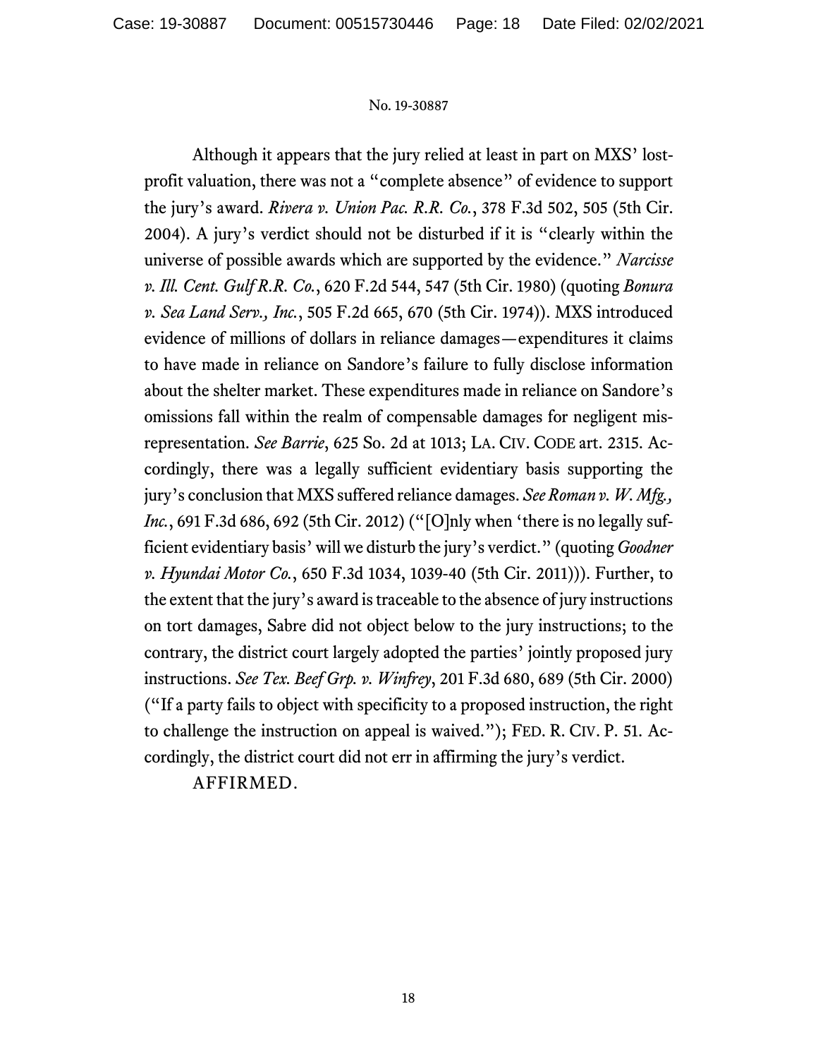Although it appears that the jury relied at least in part on MXS' lost-profit valuation, there was not a "complete absence" of evidence to support the jury's award. *Rivera v. Union Pac. R.R. Co.*, 378 F.3d 502, 505 (5th Cir. 2004). A jury's verdict should not be disturbed if it is "clearly within the universe of possible awards which are supported by the evidence." *Narcisse v. Ill. Cent. Gulf R.R. Co.*, 620 F.2d 544, 547 (5th Cir. 1980) (quoting *Bonura v. Sea Land Serv., Inc.*, 505 F.2d 665, 670 (5th Cir. 1974)). MXS introduced evidence of millions of dollars in reliance damages—expenditures it claims to have made in reliance on Sandore's failure to fully disclose information about the shelter market. These expenditures made in reliance on Sandore's omissions fall within the realm of compensable damages for negligent misrepresentation. *See Barrie*, 625 So. 2d at 1013; LA. CIV. CODE art. 2315. Accordingly, there was a legally sufficient evidentiary basis supporting the jury's conclusion that MXS suffered reliance damages. *See Roman v. W. Mfg., Inc.*, 691 F.3d 686, 692 (5th Cir. 2012) ("[O]nly when 'there is no legally sufficient evidentiary basis' will we disturb the jury's verdict." (quoting *Goodner v. Hyundai Motor Co.*, 650 F.3d 1034, 1039-40 (5th Cir. 2011))). Further, to the extent that the jury's award is traceable to the absence of jury instructions on tort damages, Sabre did not object below to the jury instructions; to the contrary, the district court largely adopted the parties' jointly proposed jury instructions. *See Tex. Beef Grp. v. Winfrey*, 201 F.3d 680, 689 (5th Cir. 2000) ("If a party fails to object with specificity to a proposed instruction, the right to challenge the instruction on appeal is waived."); FED. R. CIV. P. 51. Accordingly, the district court did not err in affirming the jury's verdict.

AFFIRMED.